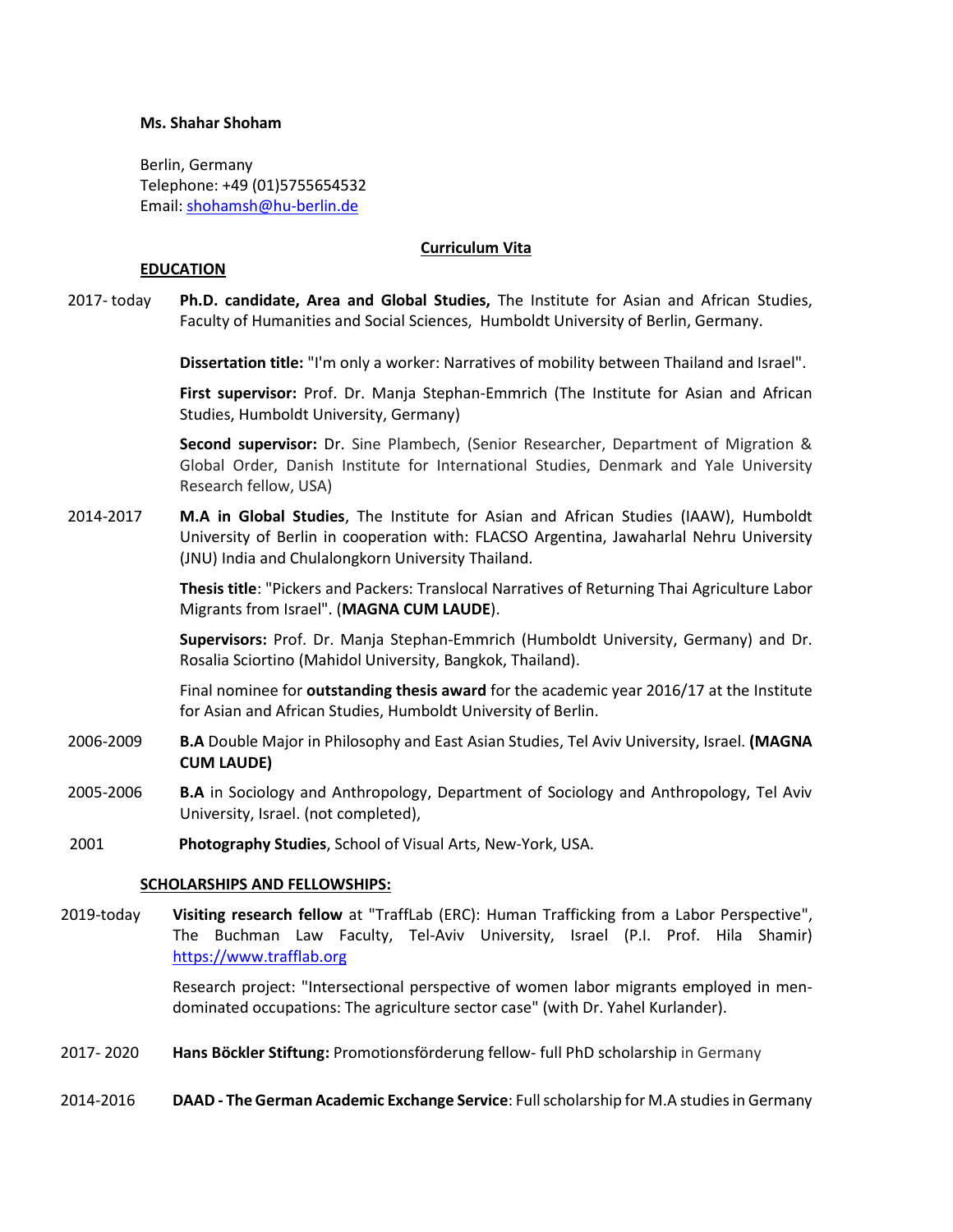**Ms. Shahar Shoham**

Berlin, Germany
Telephone: +49 (01)5755654532
Email: shohamsh@hu-berlin.de

# Curriculum Vita

## EDUCATION

2017- today **Ph.D. candidate, Area and Global Studies,** The Institute for Asian and African Studies, Faculty of Humanities and Social Sciences, Humboldt University of Berlin, Germany.

**Dissertation title:** "I'm only a worker: Narratives of mobility between Thailand and Israel".

**First supervisor:** Prof. Dr. Manja Stephan-Emmrich (The Institute for Asian and African Studies, Humboldt University, Germany)

**Second supervisor:** Dr. Sine Plambech, (Senior Researcher, Department of Migration & Global Order, Danish Institute for International Studies, Denmark and Yale University Research fellow, USA)

2014-2017 **M.A in Global Studies**, The Institute for Asian and African Studies (IAAW), Humboldt University of Berlin in cooperation with: FLACSO Argentina, Jawaharlal Nehru University (JNU) India and Chulalongkorn University Thailand.

**Thesis title**: "Pickers and Packers: Translocal Narratives of Returning Thai Agriculture Labor Migrants from Israel". (**MAGNA CUM LAUDE**).

**Supervisors:** Prof. Dr. Manja Stephan-Emmrich (Humboldt University, Germany) and Dr. Rosalia Sciortino (Mahidol University, Bangkok, Thailand).

Final nominee for **outstanding thesis award** for the academic year 2016/17 at the Institute for Asian and African Studies, Humboldt University of Berlin.

2006-2009 **B.A** Double Major in Philosophy and East Asian Studies, Tel Aviv University, Israel. **(MAGNA CUM LAUDE)**

2005-2006 **B.A** in Sociology and Anthropology, Department of Sociology and Anthropology, Tel Aviv University, Israel. (not completed),

2001 **Photography Studies**, School of Visual Arts, New-York, USA.

## SCHOLARSHIPS AND FELLOWSHIPS:

2019-today **Visiting research fellow** at "TraffLab (ERC): Human Trafficking from a Labor Perspective", The Buchman Law Faculty, Tel-Aviv University, Israel (P.I. Prof. Hila Shamir) https://www.trafflab.org

Research project: "Intersectional perspective of women labor migrants employed in men-dominated occupations: The agriculture sector case" (with Dr. Yahel Kurlander).

2017- 2020 **Hans Böckler Stiftung:** Promotionsförderung fellow- full PhD scholarship in Germany

2014-2016 **DAAD - The German Academic Exchange Service**: Full scholarship for M.A studies in Germany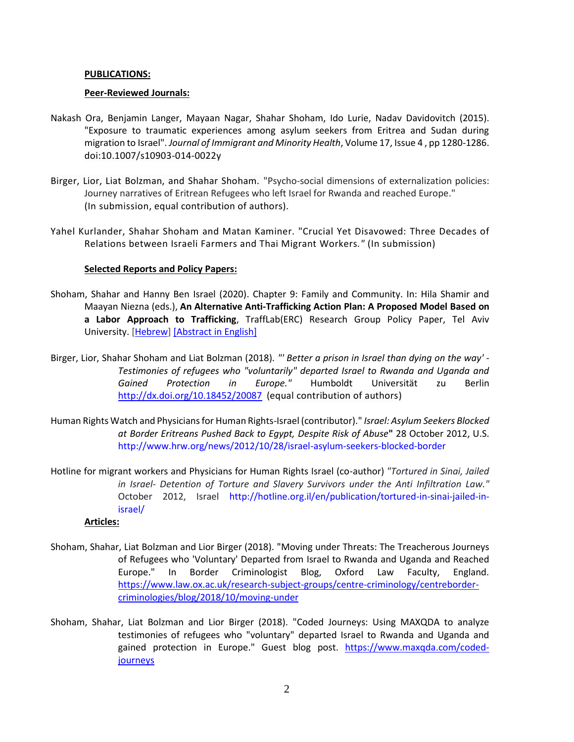**PUBLICATIONS:**

**Peer-Reviewed Journals:**

Nakash Ora, Benjamin Langer, Mayaan Nagar, Shahar Shoham, Ido Lurie, Nadav Davidovitch (2015). "Exposure to traumatic experiences among asylum seekers from Eritrea and Sudan during migration to Israel". *Journal of Immigrant and Minority Health*, Volume 17, Issue 4 , pp 1280-1286. doi:10.1007/s10903-014-0022y

Birger, Lior, Liat Bolzman, and Shahar Shoham. "Psycho-social dimensions of externalization policies: Journey narratives of Eritrean Refugees who left Israel for Rwanda and reached Europe." (In submission, equal contribution of authors).

Yahel Kurlander, Shahar Shoham and Matan Kaminer. "Crucial Yet Disavowed: Three Decades of Relations between Israeli Farmers and Thai Migrant Workers." (In submission)

**Selected Reports and Policy Papers:**

Shoham, Shahar and Hanny Ben Israel (2020). Chapter 9: Family and Community. In: Hila Shamir and Maayan Niezna (eds.), **An Alternative Anti-Trafficking Action Plan: A Proposed Model Based on a Labor Approach to Trafficking**, TraffLab(ERC) Research Group Policy Paper, Tel Aviv University. [Hebrew] [Abstract in English]

Birger, Lior, Shahar Shoham and Liat Bolzman (2018). *"' Better a prison in Israel than dying on the way' - Testimonies of refugees who "voluntarily" departed Israel to Rwanda and Uganda and Gained Protection in Europe."* Humboldt Universität zu Berlin http://dx.doi.org/10.18452/20087 (equal contribution of authors)

Human Rights Watch and Physicians for Human Rights-Israel (contributor)." *Israel: Asylum Seekers Blocked at Border Eritreans Pushed Back to Egypt, Despite Risk of Abuse*" 28 October 2012, U.S. http://www.hrw.org/news/2012/10/28/israel-asylum-seekers-blocked-border

Hotline for migrant workers and Physicians for Human Rights Israel (co-author) *"Tortured in Sinai, Jailed in Israel- Detention of Torture and Slavery Survivors under the Anti Infiltration Law."* October 2012, Israel http://hotline.org.il/en/publication/tortured-in-sinai-jailed-in-israel/

**Articles:**

Shoham, Shahar, Liat Bolzman and Lior Birger (2018). "Moving under Threats: The Treacherous Journeys of Refugees who 'Voluntary' Departed from Israel to Rwanda and Uganda and Reached Europe." In Border Criminologist Blog, Oxford Law Faculty, England. https://www.law.ox.ac.uk/research-subject-groups/centre-criminology/centreborder-criminologies/blog/2018/10/moving-under

Shoham, Shahar, Liat Bolzman and Lior Birger (2018). "Coded Journeys: Using MAXQDA to analyze testimonies of refugees who "voluntary" departed Israel to Rwanda and Uganda and gained protection in Europe." Guest blog post. https://www.maxqda.com/coded-journeys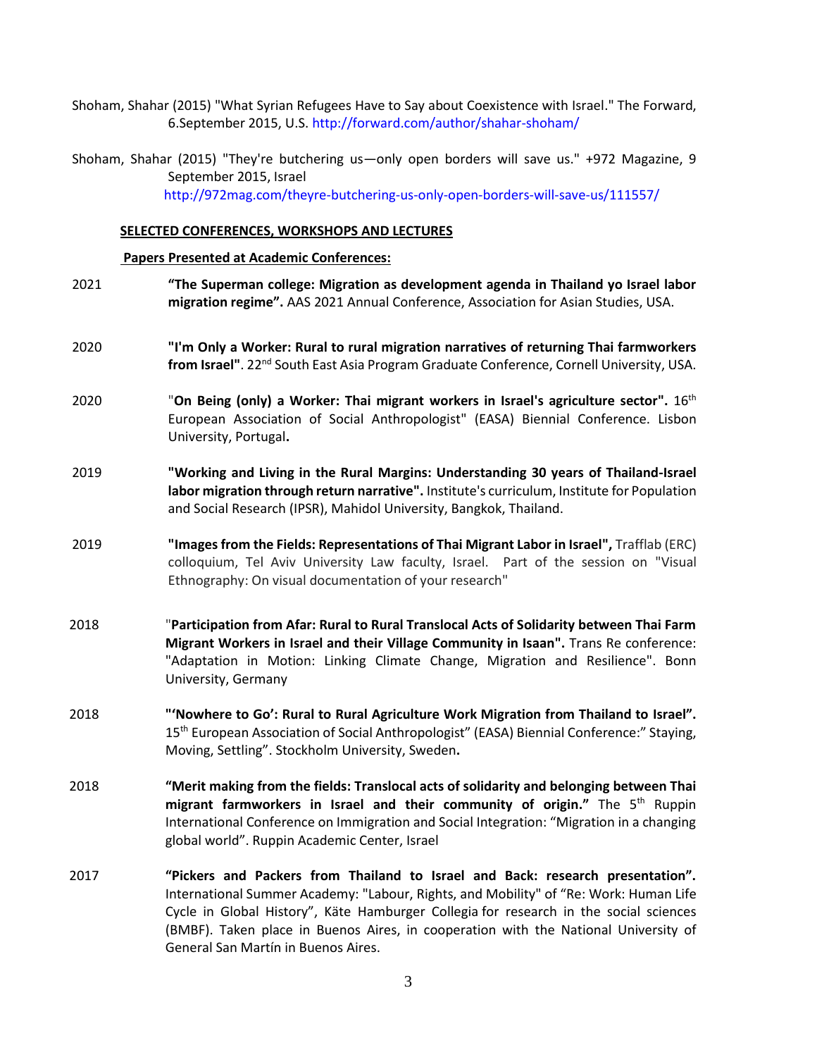Shoham, Shahar (2015) "What Syrian Refugees Have to Say about Coexistence with Israel." The Forward, 6.September 2015, U.S. http://forward.com/author/shahar-shoham/

Shoham, Shahar (2015) "They're butchering us—only open borders will save us." +972 Magazine, 9 September 2015, Israel http://972mag.com/theyre-butchering-us-only-open-borders-will-save-us/111557/

## SELECTED CONFERENCES, WORKSHOPS AND LECTURES

### Papers Presented at Academic Conferences:

2021 **“The Superman college: Migration as development agenda in Thailand yo Israel labor migration regime”.** AAS 2021 Annual Conference, Association for Asian Studies, USA.

2020 **"I'm Only a Worker: Rural to rural migration narratives of returning Thai farmworkers from Israel"**. 22nd South East Asia Program Graduate Conference, Cornell University, USA.

2020 "**On Being (only) a Worker: Thai migrant workers in Israel's agriculture sector".** 16th European Association of Social Anthropologist" (EASA) Biennial Conference. Lisbon University, Portugal**.**

2019 **"Working and Living in the Rural Margins: Understanding 30 years of Thailand-Israel labor migration through return narrative".** Institute's curriculum, Institute for Population and Social Research (IPSR), Mahidol University, Bangkok, Thailand.

2019 **"Images from the Fields: Representations of Thai Migrant Labor in Israel",** Trafflab (ERC) colloquium, Tel Aviv University Law faculty, Israel. Part of the session on "Visual Ethnography: On visual documentation of your research"

2018 "**Participation from Afar: Rural to Rural Translocal Acts of Solidarity between Thai Farm Migrant Workers in Israel and their Village Community in Isaan".** Trans Re conference: "Adaptation in Motion: Linking Climate Change, Migration and Resilience". Bonn University, Germany

2018 **"‘Nowhere to Go’: Rural to Rural Agriculture Work Migration from Thailand to Israel”.** 15th European Association of Social Anthropologist” (EASA) Biennial Conference:” Staying, Moving, Settling”. Stockholm University, Sweden**.**

2018 **“Merit making from the fields: Translocal acts of solidarity and belonging between Thai migrant farmworkers in Israel and their community of origin.”** The 5th Ruppin International Conference on Immigration and Social Integration: “Migration in a changing global world”. Ruppin Academic Center, Israel

2017 **“Pickers and Packers from Thailand to Israel and Back: research presentation”.** International Summer Academy: "Labour, Rights, and Mobility" of “Re: Work: Human Life Cycle in Global History”, Käte Hamburger Collegia for research in the social sciences (BMBF). Taken place in Buenos Aires, in cooperation with the National University of General San Martín in Buenos Aires.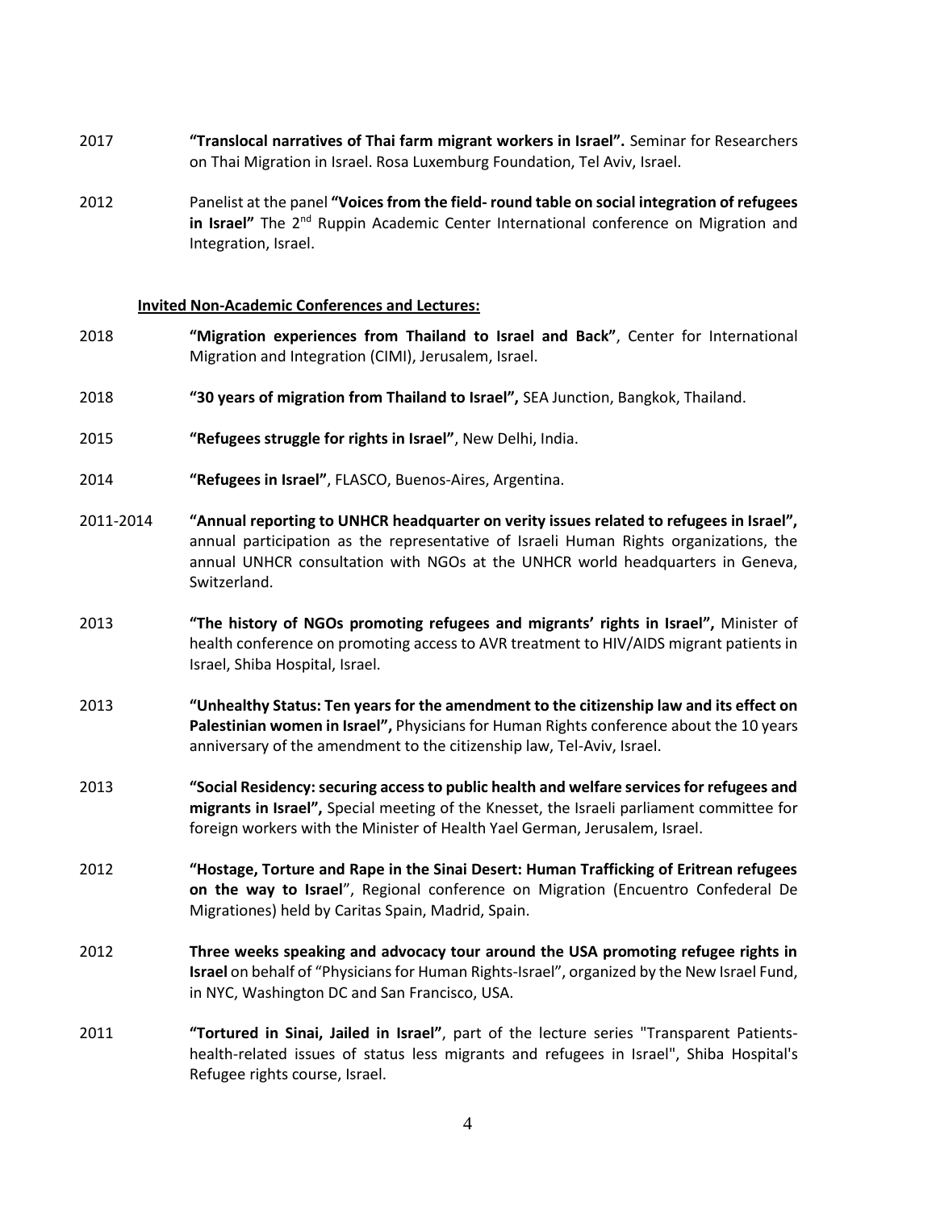2017 **"Translocal narratives of Thai farm migrant workers in Israel".** Seminar for Researchers on Thai Migration in Israel. Rosa Luxemburg Foundation, Tel Aviv, Israel.

2012 Panelist at the panel **"Voices from the field- round table on social integration of refugees in Israel"** The 2nd Ruppin Academic Center International conference on Migration and Integration, Israel.

**Invited Non-Academic Conferences and Lectures:**

2018 **"Migration experiences from Thailand to Israel and Back"**, Center for International Migration and Integration (CIMI), Jerusalem, Israel.

2018 **"30 years of migration from Thailand to Israel",** SEA Junction, Bangkok, Thailand.

2015 **"Refugees struggle for rights in Israel"**, New Delhi, India.

2014 **"Refugees in Israel"**, FLASCO, Buenos-Aires, Argentina.

2011-2014 **"Annual reporting to UNHCR headquarter on verity issues related to refugees in Israel",** annual participation as the representative of Israeli Human Rights organizations, the annual UNHCR consultation with NGOs at the UNHCR world headquarters in Geneva, Switzerland.

2013 **"The history of NGOs promoting refugees and migrants' rights in Israel",** Minister of health conference on promoting access to AVR treatment to HIV/AIDS migrant patients in Israel, Shiba Hospital, Israel.

2013 **"Unhealthy Status: Ten years for the amendment to the citizenship law and its effect on Palestinian women in Israel",** Physicians for Human Rights conference about the 10 years anniversary of the amendment to the citizenship law, Tel-Aviv, Israel.

2013 **"Social Residency: securing access to public health and welfare services for refugees and migrants in Israel",** Special meeting of the Knesset, the Israeli parliament committee for foreign workers with the Minister of Health Yael German, Jerusalem, Israel.

2012 **"Hostage, Torture and Rape in the Sinai Desert: Human Trafficking of Eritrean refugees on the way to Israel"**, Regional conference on Migration (Encuentro Confederal De Migraciones) held by Caritas Spain, Madrid, Spain.

2012 **Three weeks speaking and advocacy tour around the USA promoting refugee rights in Israel** on behalf of "Physicians for Human Rights-Israel", organized by the New Israel Fund, in NYC, Washington DC and San Francisco, USA.

2011 **"Tortured in Sinai, Jailed in Israel"**, part of the lecture series "Transparent Patients- health-related issues of status less migrants and refugees in Israel", Shiba Hospital's Refugee rights course, Israel.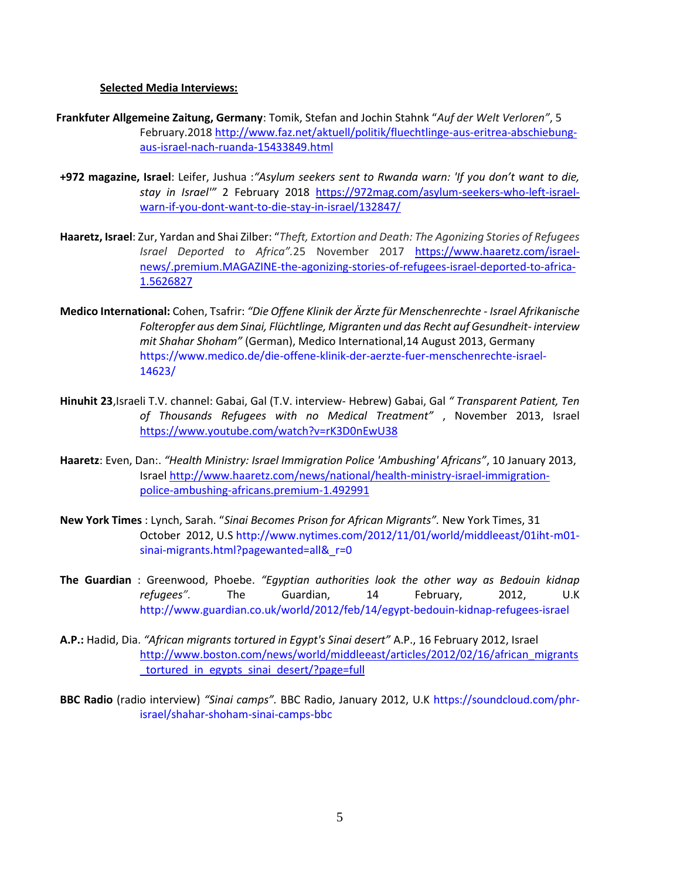**Selected Media Interviews:**

**Frankfuter Allgemeine Zaitung, Germany**: Tomik, Stefan and Jochin Stahnk "*Auf der Welt Verloren*", 5 February.2018 http://www.faz.net/aktuell/politik/fluechtlinge-aus-eritrea-abschiebung-aus-israel-nach-ruanda-15433849.html

**+972 magazine, Israel**: Leifer, Jushua :*"Asylum seekers sent to Rwanda warn: 'If you don't want to die, stay in Israel'"* 2 February 2018 https://972mag.com/asylum-seekers-who-left-israel-warn-if-you-dont-want-to-die-stay-in-israel/132847/

**Haaretz, Israel**: Zur, Yardan and Shai Zilber: "*Theft, Extortion and Death: The Agonizing Stories of Refugees Israel Deported to Africa*".25 November 2017 https://www.haaretz.com/israel-news/.premium.MAGAZINE-the-agonizing-stories-of-refugees-israel-deported-to-africa-1.5626827

**Medico International:** Cohen, Tsafrir: *"Die Offene Klinik der Ärzte für Menschenrechte - Israel Afrikanische Folteropfer aus dem Sinai, Flüchtlinge, Migranten und das Recht auf Gesundheit- interview mit Shahar Shoham"* (German), Medico International,14 August 2013, Germany https://www.medico.de/die-offene-klinik-der-aerzte-fuer-menschenrechte-israel-14623/

**Hinuhit 23**,Israeli T.V. channel: Gabai, Gal (T.V. interview- Hebrew) Gabai, Gal *" Transparent Patient, Ten of Thousands Refugees with no Medical Treatment"* , November 2013, Israel https://www.youtube.com/watch?v=rK3D0nEwU38

**Haaretz**: Even, Dan:. *"Health Ministry: Israel Immigration Police 'Ambushing' Africans"*, 10 January 2013, Israel http://www.haaretz.com/news/national/health-ministry-israel-immigration-police-ambushing-africans.premium-1.492991

**New York Times** : Lynch, Sarah. "*Sinai Becomes Prison for African Migrants*". New York Times, 31 October 2012, U.S http://www.nytimes.com/2012/11/01/world/middleeast/01iht-m01-sinai-migrants.html?pagewanted=all&_r=0

**The Guardian** : Greenwood, Phoebe. *"Egyptian authorities look the other way as Bedouin kidnap refugees".* The Guardian, 14 February, 2012, U.K http://www.guardian.co.uk/world/2012/feb/14/egypt-bedouin-kidnap-refugees-israel

**A.P.:** Hadid, Dia. *"African migrants tortured in Egypt's Sinai desert"* A.P., 16 February 2012, Israel http://www.boston.com/news/world/middleeast/articles/2012/02/16/african_migrants_tortured_in_egypts_sinai_desert/?page=full

**BBC Radio** (radio interview) *"Sinai camps".* BBC Radio, January 2012, U.K https://soundcloud.com/phr-israel/shahar-shoham-sinai-camps-bbc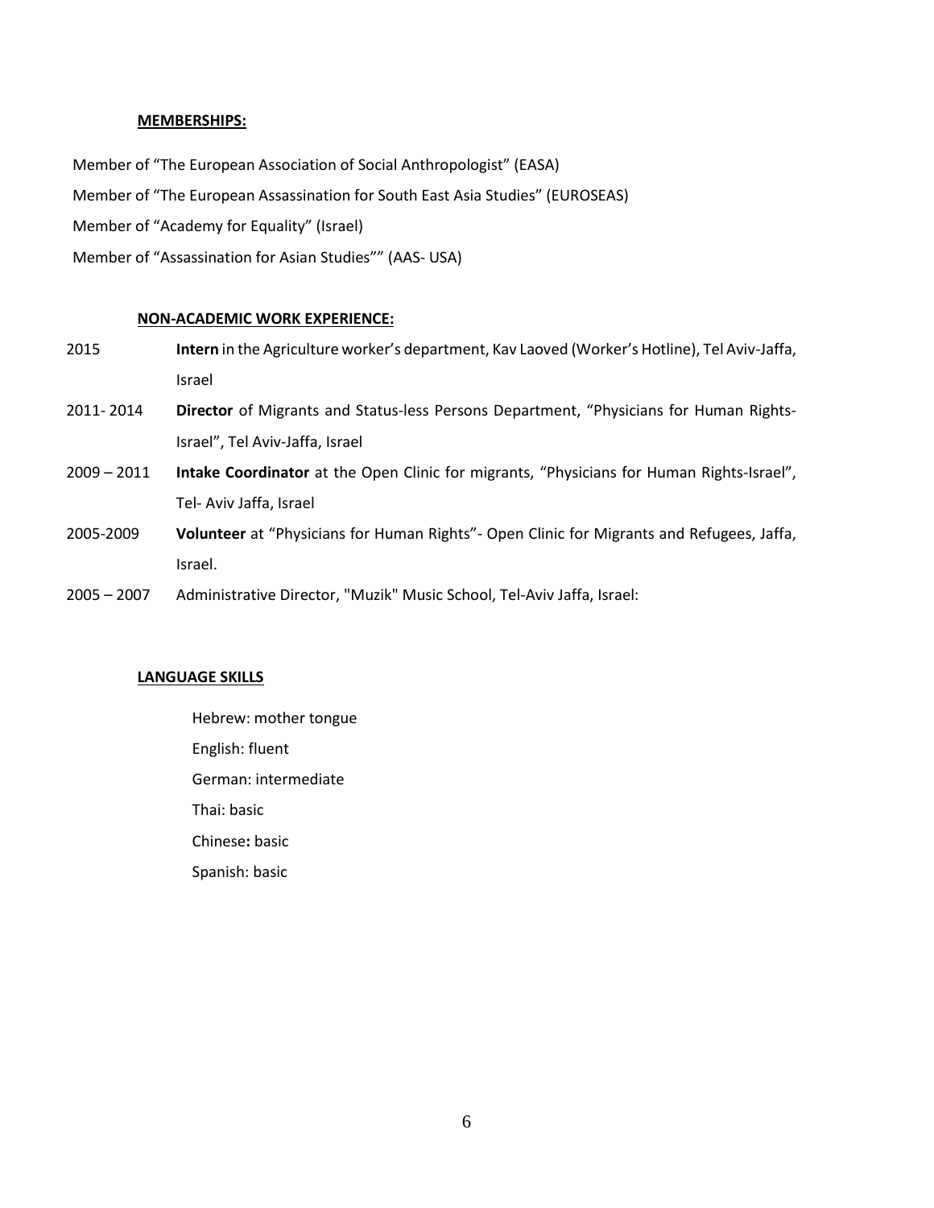**MEMBERSHIPS:**

Member of "The European Association of Social Anthropologist" (EASA)

Member of "The European Assassination for South East Asia Studies" (EUROSEAS)

Member of "Academy for Equality" (Israel)

Member of "Assassination for Asian Studies"" (AAS- USA)

**NON-ACADEMIC WORK EXPERIENCE:**

| | |
|---|---|
| 2015 | **Intern** in the Agriculture worker's department, Kav Laoved (Worker's Hotline), Tel Aviv-Jaffa, Israel |
| 2011- 2014 | **Director** of Migrants and Status-less Persons Department, "Physicians for Human Rights-Israel", Tel Aviv-Jaffa, Israel |
| 2009 – 2011 | **Intake Coordinator** at the Open Clinic for migrants, "Physicians for Human Rights-Israel", Tel- Aviv Jaffa, Israel |
| 2005-2009 | **Volunteer** at "Physicians for Human Rights"- Open Clinic for Migrants and Refugees, Jaffa, Israel. |
| 2005 – 2007 | Administrative Director, "Muzik" Music School, Tel-Aviv Jaffa, Israel: |

**LANGUAGE SKILLS**

Hebrew: mother tongue

English: fluent

German: intermediate

Thai: basic

Chinese**:** basic

Spanish: basic